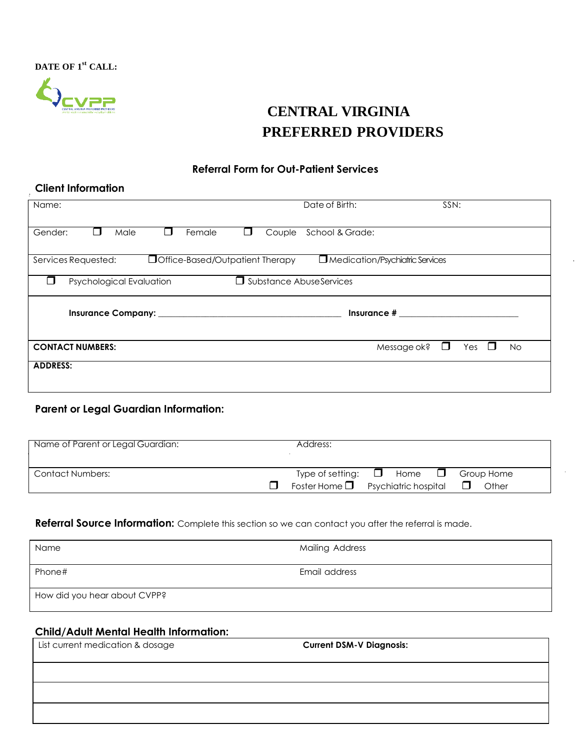**DATE OF 1st CALL:**

# CENTRAL VIRGINIA PREFERRED PROVIDERS

### Referral Form for Out-Patient Services

## Client Information

| Name: | Date of Birth: | SSN: |
|---|---|---|
| Gender: ❒ Male ❒ Female ❒ Couple | School & Grade: | |
| Services Requested: ❒ Office-Based/Outpatient Therapy | ❒ Medication/Psychiatric Services | |
| ❒ Psychological Evaluation | ❒ Substance Abuse Services | |
| **Insurance Company:** ______________________________ | **Insurance #** ____________________ | |
| **CONTACT NUMBERS:** | Message ok? ❒ Yes ❒ No | |
| **ADDRESS:** | | |

## Parent or Legal Guardian Information:

| Name of Parent or Legal Guardian: | Address: |
|---|---|
| Contact Numbers: | Type of setting: ❒ Home ❒ Group Home ❒ Foster Home ❒ Psychiatric hospital ❒ Other |

**Referral Source Information:** Complete this section so we can contact you after the referral is made.

| Name | Mailing Address |
|---|---|
| Phone# | Email address |
| How did you hear about CVPP? | |

## Child/Adult Mental Health Information:

| List current medication & dosage | **Current DSM-V Diagnosis:** |
|---|---|
| | |
| | |
| | |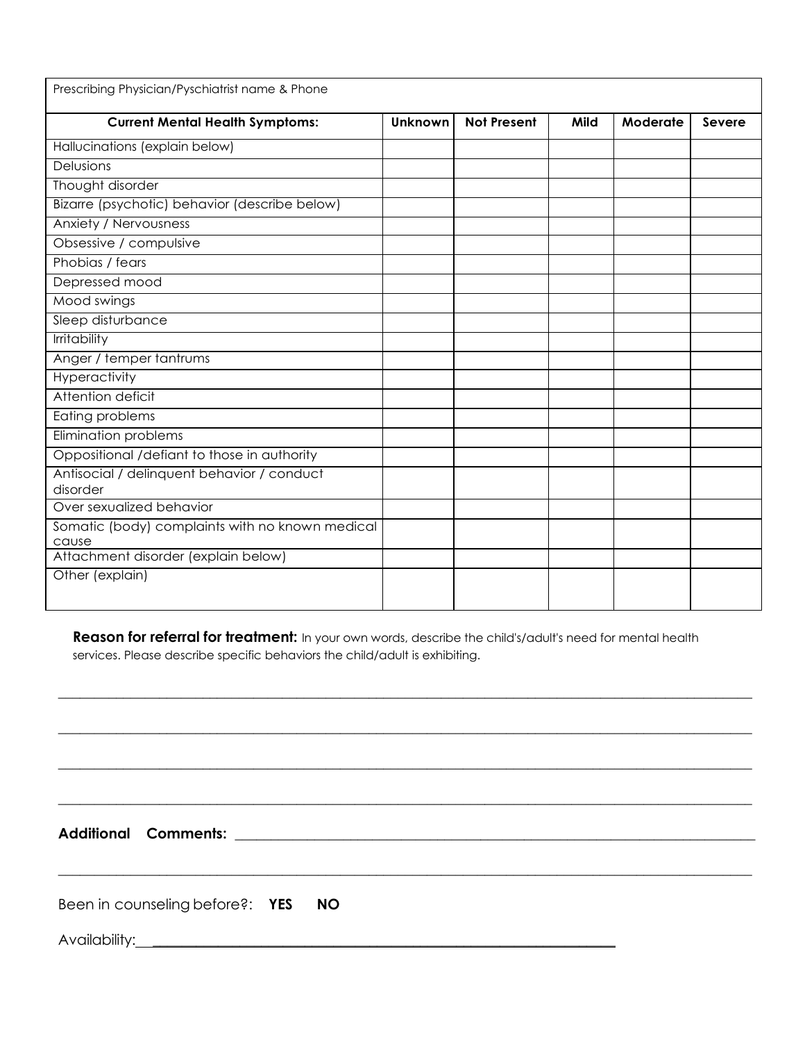| Prescribing Physician/Pyschiatrist name & Phone | | | | | |
|---|---|---|---|---|---|
| **Current Mental Health Symptoms:** | **Unknown** | **Not Present** | **Mild** | **Moderate** | **Severe** |
| Hallucinations (explain below) | | | | | |
| Delusions | | | | | |
| Thought disorder | | | | | |
| Bizarre (psychotic) behavior (describe below) | | | | | |
| Anxiety / Nervousness | | | | | |
| Obsessive / compulsive | | | | | |
| Phobias / fears | | | | | |
| Depressed mood | | | | | |
| Mood swings | | | | | |
| Sleep disturbance | | | | | |
| Irritability | | | | | |
| Anger / temper tantrums | | | | | |
| Hyperactivity | | | | | |
| Attention deficit | | | | | |
| Eating problems | | | | | |
| Elimination problems | | | | | |
| Oppositional /defiant to those in authority | | | | | |
| Antisocial / delinquent behavior / conduct disorder | | | | | |
| Over sexualized behavior | | | | | |
| Somatic (body) complaints with no known medical cause | | | | | |
| Attachment disorder (explain below) | | | | | |
| Other (explain) | | | | | |

**Reason for referral for treatment:** In your own words, describe the child's/adult's need for mental health services. Please describe specific behaviors the child/adult is exhibiting.

______________________________________________________________________________

______________________________________________________________________________

______________________________________________________________________________

______________________________________________________________________________

**Additional Comments:** ______________________________________________________________

______________________________________________________________________________

Been in counseling before?: **YES** **NO**

Availability: ____________________________________________________